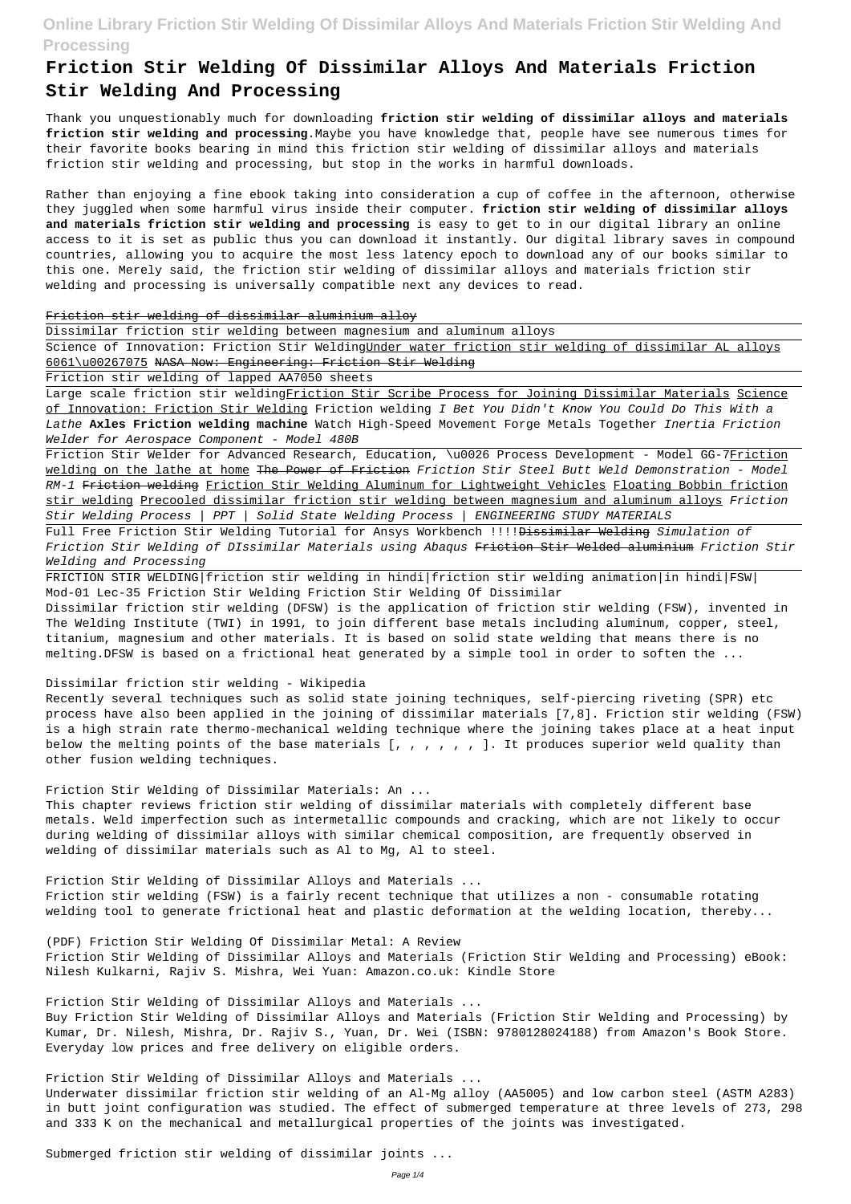# Friction Stir Welding Of Dissimilar Alloys And Materials Friction Stir Welding And Processing

Thank you unquestionably much for downloading **friction stir welding of dissimilar alloys and materials friction stir welding and processing**.Maybe you have knowledge that, people have see numerous times for their favorite books bearing in mind this friction stir welding of dissimilar alloys and materials friction stir welding and processing, but stop in the works in harmful downloads.

Rather than enjoying a fine ebook taking into consideration a cup of coffee in the afternoon, otherwise they juggled when some harmful virus inside their computer. **friction stir welding of dissimilar alloys and materials friction stir welding and processing** is easy to get to in our digital library an online access to it is set as public thus you can download it instantly. Our digital library saves in compound countries, allowing you to acquire the most less latency epoch to download any of our books similar to this one. Merely said, the friction stir welding of dissimilar alloys and materials friction stir welding and processing is universally compatible next any devices to read.

~~Friction stir welding of dissimilar aluminium alloy~~

Dissimilar friction stir welding between magnesium and aluminum alloys

Science of Innovation: Friction Stir Welding Under water friction stir welding of dissimilar AL alloys 6061\u00267075 ~~NASA Now: Engineering: Friction Stir Welding~~

Friction stir welding of lapped AA7050 sheets

Large scale friction stir welding Friction Stir Scribe Process for Joining Dissimilar Materials Science of Innovation: Friction Stir Welding Friction welding *I Bet You Didn't Know You Could Do This With a Lathe* **Axles Friction welding machine** Watch High-Speed Movement Forge Metals Together *Inertia Friction Welder for Aerospace Component - Model 480B*

Friction Stir Welder for Advanced Research, Education, \u0026 Process Development - Model GG-7 Friction welding on the lathe at home ~~The Power of Friction~~ *Friction Stir Steel Butt Weld Demonstration - Model RM-1* ~~Friction welding~~ Friction Stir Welding Aluminum for Lightweight Vehicles Floating Bobbin friction stir welding Precooled dissimilar friction stir welding between magnesium and aluminum alloys *Friction Stir Welding Process | PPT | Solid State Welding Process | ENGINEERING STUDY MATERIALS*

Full Free Friction Stir Welding Tutorial for Ansys Workbench !!!! ~~Dissimilar Welding~~ *Simulation of Friction Stir Welding of DIssimilar Materials using Abaqus* ~~Friction Stir Welded aluminium~~ *Friction Stir Welding and Processing*

FRICTION STIR WELDING|friction stir welding in hindi|friction stir welding animation|in hindi|FSW| Mod-01 Lec-35 Friction Stir Welding Friction Stir Welding Of Dissimilar

Dissimilar friction stir welding (DFSW) is the application of friction stir welding (FSW), invented in The Welding Institute (TWI) in 1991, to join different base metals including aluminum, copper, steel, titanium, magnesium and other materials. It is based on solid state welding that means there is no melting.DFSW is based on a frictional heat generated by a simple tool in order to soften the ...

Dissimilar friction stir welding - Wikipedia

Recently several techniques such as solid state joining techniques, self-piercing riveting (SPR) etc process have also been applied in the joining of dissimilar materials [7,8]. Friction stir welding (FSW) is a high strain rate thermo-mechanical welding technique where the joining takes place at a heat input below the melting points of the base materials [, , , , , , ]. It produces superior weld quality than other fusion welding techniques.

Friction Stir Welding of Dissimilar Materials: An ...

This chapter reviews friction stir welding of dissimilar materials with completely different base metals. Weld imperfection such as intermetallic compounds and cracking, which are not likely to occur during welding of dissimilar alloys with similar chemical composition, are frequently observed in welding of dissimilar materials such as Al to Mg, Al to steel.

Friction Stir Welding of Dissimilar Alloys and Materials ...

Friction stir welding (FSW) is a fairly recent technique that utilizes a non - consumable rotating welding tool to generate frictional heat and plastic deformation at the welding location, thereby...

(PDF) Friction Stir Welding Of Dissimilar Metal: A Review

Friction Stir Welding of Dissimilar Alloys and Materials (Friction Stir Welding and Processing) eBook: Nilesh Kulkarni, Rajiv S. Mishra, Wei Yuan: Amazon.co.uk: Kindle Store

Friction Stir Welding of Dissimilar Alloys and Materials ...

Buy Friction Stir Welding of Dissimilar Alloys and Materials (Friction Stir Welding and Processing) by Kumar, Dr. Nilesh, Mishra, Dr. Rajiv S., Yuan, Dr. Wei (ISBN: 9780128024188) from Amazon's Book Store. Everyday low prices and free delivery on eligible orders.

Friction Stir Welding of Dissimilar Alloys and Materials ...

Underwater dissimilar friction stir welding of an Al-Mg alloy (AA5005) and low carbon steel (ASTM A283) in butt joint configuration was studied. The effect of submerged temperature at three levels of 273, 298 and 333 K on the mechanical and metallurgical properties of the joints was investigated.

Submerged friction stir welding of dissimilar joints ...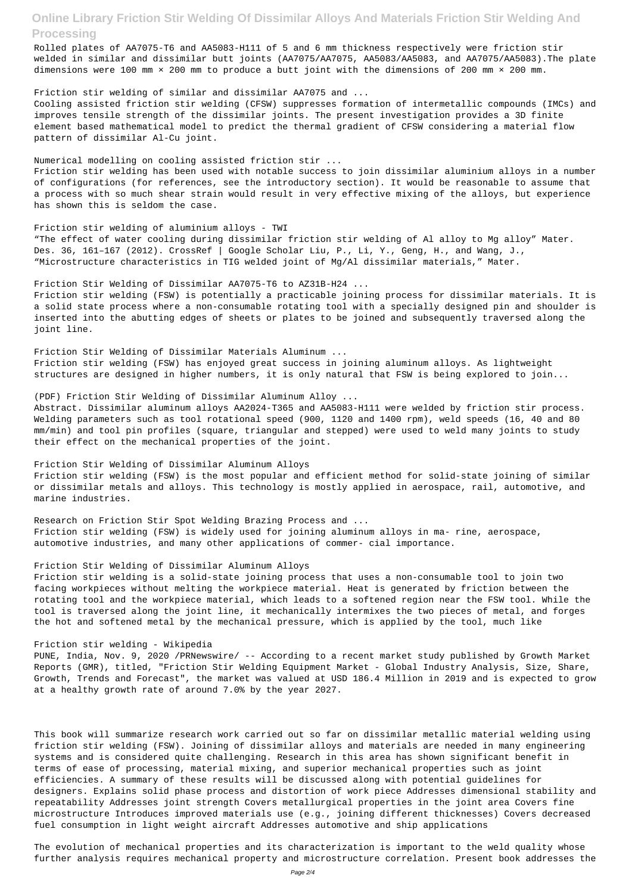Rolled plates of AA7075-T6 and AA5083-H111 of 5 and 6 mm thickness respectively were friction stir welded in similar and dissimilar butt joints (AA7075/AA7075, AA5083/AA5083, and AA7075/AA5083).The plate dimensions were 100 mm × 200 mm to produce a butt joint with the dimensions of 200 mm × 200 mm.

Friction stir welding of similar and dissimilar AA7075 and ...

Cooling assisted friction stir welding (CFSW) suppresses formation of intermetallic compounds (IMCs) and improves tensile strength of the dissimilar joints. The present investigation provides a 3D finite element based mathematical model to predict the thermal gradient of CFSW considering a material flow pattern of dissimilar Al-Cu joint.

Numerical modelling on cooling assisted friction stir ...

Friction stir welding has been used with notable success to join dissimilar aluminium alloys in a number of configurations (for references, see the introductory section). It would be reasonable to assume that a process with so much shear strain would result in very effective mixing of the alloys, but experience has shown this is seldom the case.

Friction stir welding of aluminium alloys - TWI

"The effect of water cooling during dissimilar friction stir welding of Al alloy to Mg alloy" Mater. Des. 36, 161–167 (2012). CrossRef | Google Scholar Liu, P., Li, Y., Geng, H., and Wang, J., "Microstructure characteristics in TIG welded joint of Mg/Al dissimilar materials," Mater.

Friction Stir Welding of Dissimilar AA7075-T6 to AZ31B-H24 ...

Friction stir welding (FSW) is potentially a practicable joining process for dissimilar materials. It is a solid state process where a non-consumable rotating tool with a specially designed pin and shoulder is inserted into the abutting edges of sheets or plates to be joined and subsequently traversed along the joint line.

Friction Stir Welding of Dissimilar Materials Aluminum ...

Friction stir welding (FSW) has enjoyed great success in joining aluminum alloys. As lightweight structures are designed in higher numbers, it is only natural that FSW is being explored to join...

(PDF) Friction Stir Welding of Dissimilar Aluminum Alloy ...

Abstract. Dissimilar aluminum alloys AA2024-T365 and AA5083-H111 were welded by friction stir process. Welding parameters such as tool rotational speed (900, 1120 and 1400 rpm), weld speeds (16, 40 and 80 mm/min) and tool pin profiles (square, triangular and stepped) were used to weld many joints to study their effect on the mechanical properties of the joint.

Friction Stir Welding of Dissimilar Aluminum Alloys

Friction stir welding (FSW) is the most popular and efficient method for solid-state joining of similar or dissimilar metals and alloys. This technology is mostly applied in aerospace, rail, automotive, and marine industries.

Research on Friction Stir Spot Welding Brazing Process and ...

Friction stir welding (FSW) is widely used for joining aluminum alloys in ma- rine, aerospace, automotive industries, and many other applications of commer- cial importance.

Friction Stir Welding of Dissimilar Aluminum Alloys

Friction stir welding is a solid-state joining process that uses a non-consumable tool to join two facing workpieces without melting the workpiece material. Heat is generated by friction between the rotating tool and the workpiece material, which leads to a softened region near the FSW tool. While the tool is traversed along the joint line, it mechanically intermixes the two pieces of metal, and forges the hot and softened metal by the mechanical pressure, which is applied by the tool, much like

Friction stir welding - Wikipedia

PUNE, India, Nov. 9, 2020 /PRNewswire/ -- According to a recent market study published by Growth Market Reports (GMR), titled, "Friction Stir Welding Equipment Market - Global Industry Analysis, Size, Share, Growth, Trends and Forecast", the market was valued at USD 186.4 Million in 2019 and is expected to grow at a healthy growth rate of around 7.0% by the year 2027.

This book will summarize research work carried out so far on dissimilar metallic material welding using friction stir welding (FSW). Joining of dissimilar alloys and materials are needed in many engineering systems and is considered quite challenging. Research in this area has shown significant benefit in terms of ease of processing, material mixing, and superior mechanical properties such as joint efficiencies. A summary of these results will be discussed along with potential guidelines for designers. Explains solid phase process and distortion of work piece Addresses dimensional stability and repeatability Addresses joint strength Covers metallurgical properties in the joint area Covers fine microstructure Introduces improved materials use (e.g., joining different thicknesses) Covers decreased fuel consumption in light weight aircraft Addresses automotive and ship applications

The evolution of mechanical properties and its characterization is important to the weld quality whose further analysis requires mechanical property and microstructure correlation. Present book addresses the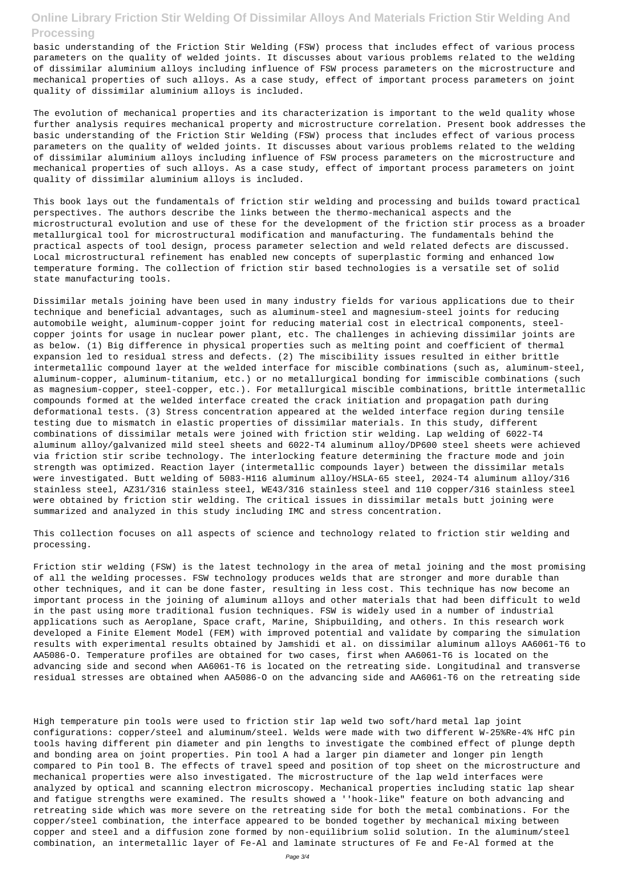basic understanding of the Friction Stir Welding (FSW) process that includes effect of various process parameters on the quality of welded joints. It discusses about various problems related to the welding of dissimilar aluminium alloys including influence of FSW process parameters on the microstructure and mechanical properties of such alloys. As a case study, effect of important process parameters on joint quality of dissimilar aluminium alloys is included.

The evolution of mechanical properties and its characterization is important to the weld quality whose further analysis requires mechanical property and microstructure correlation. Present book addresses the basic understanding of the Friction Stir Welding (FSW) process that includes effect of various process parameters on the quality of welded joints. It discusses about various problems related to the welding of dissimilar aluminium alloys including influence of FSW process parameters on the microstructure and mechanical properties of such alloys. As a case study, effect of important process parameters on joint quality of dissimilar aluminium alloys is included.

This book lays out the fundamentals of friction stir welding and processing and builds toward practical perspectives. The authors describe the links between the thermo-mechanical aspects and the microstructural evolution and use of these for the development of the friction stir process as a broader metallurgical tool for microstructural modification and manufacturing. The fundamentals behind the practical aspects of tool design, process parameter selection and weld related defects are discussed. Local microstructural refinement has enabled new concepts of superplastic forming and enhanced low temperature forming. The collection of friction stir based technologies is a versatile set of solid state manufacturing tools.

Dissimilar metals joining have been used in many industry fields for various applications due to their technique and beneficial advantages, such as aluminum-steel and magnesium-steel joints for reducing automobile weight, aluminum-copper joint for reducing material cost in electrical components, steel-copper joints for usage in nuclear power plant, etc. The challenges in achieving dissimilar joints are as below. (1) Big difference in physical properties such as melting point and coefficient of thermal expansion led to residual stress and defects. (2) The miscibility issues resulted in either brittle intermetallic compound layer at the welded interface for miscible combinations (such as, aluminum-steel, aluminum-copper, aluminum-titanium, etc.) or no metallurgical bonding for immiscible combinations (such as magnesium-copper, steel-copper, etc.). For metallurgical miscible combinations, brittle intermetallic compounds formed at the welded interface created the crack initiation and propagation path during deformational tests. (3) Stress concentration appeared at the welded interface region during tensile testing due to mismatch in elastic properties of dissimilar materials. In this study, different combinations of dissimilar metals were joined with friction stir welding. Lap welding of 6022-T4 aluminum alloy/galvanized mild steel sheets and 6022-T4 aluminum alloy/DP600 steel sheets were achieved via friction stir scribe technology. The interlocking feature determining the fracture mode and join strength was optimized. Reaction layer (intermetallic compounds layer) between the dissimilar metals were investigated. Butt welding of 5083-H116 aluminum alloy/HSLA-65 steel, 2024-T4 aluminum alloy/316 stainless steel, AZ31/316 stainless steel, WE43/316 stainless steel and 110 copper/316 stainless steel were obtained by friction stir welding. The critical issues in dissimilar metals butt joining were summarized and analyzed in this study including IMC and stress concentration.

This collection focuses on all aspects of science and technology related to friction stir welding and processing.

Friction stir welding (FSW) is the latest technology in the area of metal joining and the most promising of all the welding processes. FSW technology produces welds that are stronger and more durable than other techniques, and it can be done faster, resulting in less cost. This technique has now become an important process in the joining of aluminum alloys and other materials that had been difficult to weld in the past using more traditional fusion techniques. FSW is widely used in a number of industrial applications such as Aeroplane, Space craft, Marine, Shipbuilding, and others. In this research work developed a Finite Element Model (FEM) with improved potential and validate by comparing the simulation results with experimental results obtained by Jamshidi et al. on dissimilar aluminum alloys AA6061-T6 to AA5086-O. Temperature profiles are obtained for two cases, first when AA6061-T6 is located on the advancing side and second when AA6061-T6 is located on the retreating side. Longitudinal and transverse residual stresses are obtained when AA5086-O on the advancing side and AA6061-T6 on the retreating side

High temperature pin tools were used to friction stir lap weld two soft/hard metal lap joint configurations: copper/steel and aluminum/steel. Welds were made with two different W-25%Re-4% HfC pin tools having different pin diameter and pin lengths to investigate the combined effect of plunge depth and bonding area on joint properties. Pin tool A had a larger pin diameter and longer pin length compared to Pin tool B. The effects of travel speed and position of top sheet on the microstructure and mechanical properties were also investigated. The microstructure of the lap weld interfaces were analyzed by optical and scanning electron microscopy. Mechanical properties including static lap shear and fatigue strengths were examined. The results showed a ''hook-like" feature on both advancing and retreating side which was more severe on the retreating side for both the metal combinations. For the copper/steel combination, the interface appeared to be bonded together by mechanical mixing between copper and steel and a diffusion zone formed by non-equilibrium solid solution. In the aluminum/steel combination, an intermetallic layer of Fe-Al and laminate structures of Fe and Fe-Al formed at the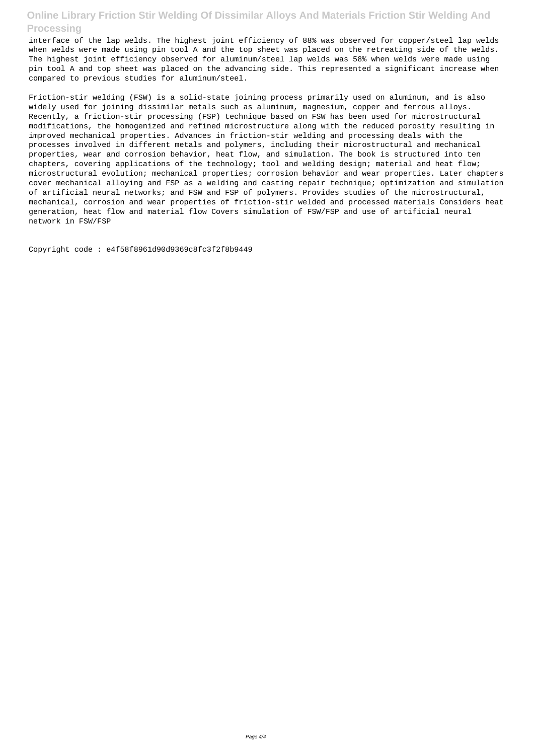interface of the lap welds. The highest joint efficiency of 88% was observed for copper/steel lap welds when welds were made using pin tool A and the top sheet was placed on the retreating side of the welds. The highest joint efficiency observed for aluminum/steel lap welds was 58% when welds were made using pin tool A and top sheet was placed on the advancing side. This represented a significant increase when compared to previous studies for aluminum/steel.

Friction-stir welding (FSW) is a solid-state joining process primarily used on aluminum, and is also widely used for joining dissimilar metals such as aluminum, magnesium, copper and ferrous alloys. Recently, a friction-stir processing (FSP) technique based on FSW has been used for microstructural modifications, the homogenized and refined microstructure along with the reduced porosity resulting in improved mechanical properties. Advances in friction-stir welding and processing deals with the processes involved in different metals and polymers, including their microstructural and mechanical properties, wear and corrosion behavior, heat flow, and simulation. The book is structured into ten chapters, covering applications of the technology; tool and welding design; material and heat flow; microstructural evolution; mechanical properties; corrosion behavior and wear properties. Later chapters cover mechanical alloying and FSP as a welding and casting repair technique; optimization and simulation of artificial neural networks; and FSW and FSP of polymers. Provides studies of the microstructural, mechanical, corrosion and wear properties of friction-stir welded and processed materials Considers heat generation, heat flow and material flow Covers simulation of FSW/FSP and use of artificial neural network in FSW/FSP

Copyright code : e4f58f8961d90d9369c8fc3f2f8b9449